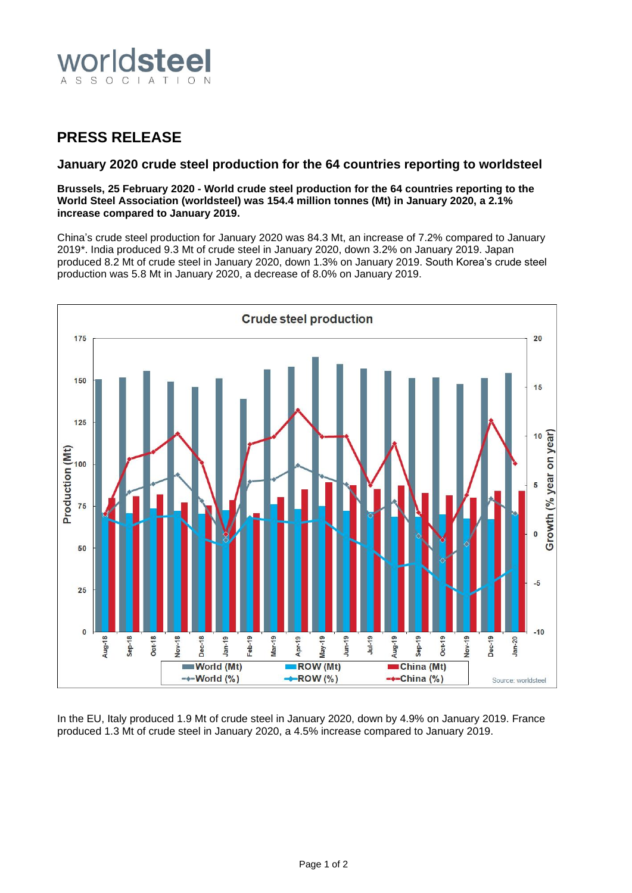worldsteel
ASSOCIATION

# PRESS RELEASE

## January 2020 crude steel production for the 64 countries reporting to worldsteel

**Brussels, 25 February 2020 - World crude steel production for the 64 countries reporting to the World Steel Association (worldsteel) was 154.4 million tonnes (Mt) in January 2020, a 2.1% increase compared to January 2019.**

China's crude steel production for January 2020 was 84.3 Mt, an increase of 7.2% compared to January 2019*. India produced 9.3 Mt of crude steel in January 2020, down 3.2% on January 2019. Japan produced 8.2 Mt of crude steel in January 2020, down 1.3% on January 2019. South Korea's crude steel production was 5.8 Mt in January 2020, a decrease of 8.0% on January 2019.

Crude steel production

Source: worldsteel

In the EU, Italy produced 1.9 Mt of crude steel in January 2020, down by 4.9% on January 2019. France produced 1.3 Mt of crude steel in January 2020, a 4.5% increase compared to January 2019.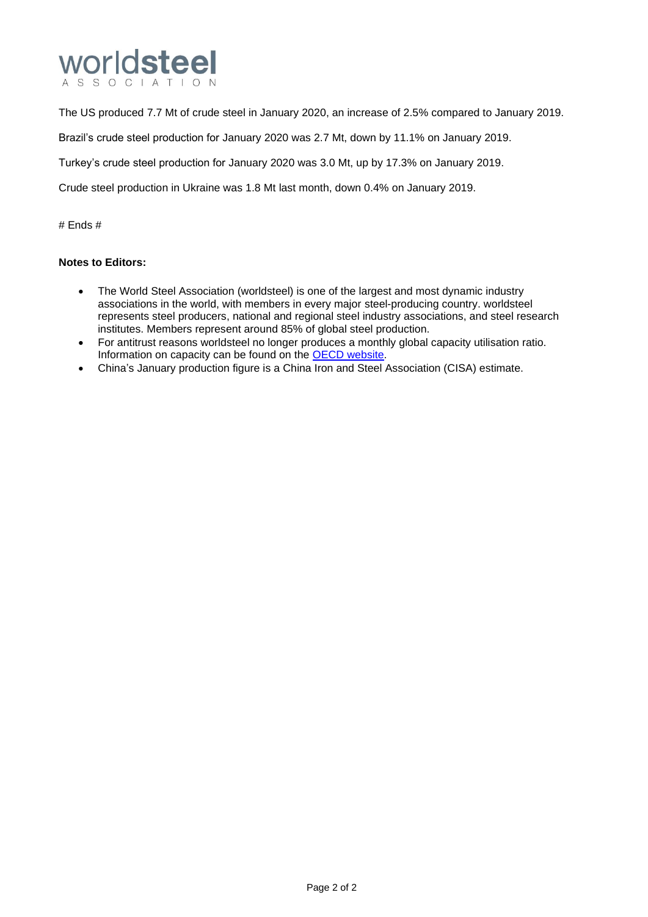The US produced 7.7 Mt of crude steel in January 2020, an increase of 2.5% compared to January 2019.

Brazil's crude steel production for January 2020 was 2.7 Mt, down by 11.1% on January 2019.

Turkey's crude steel production for January 2020 was 3.0 Mt, up by 17.3% on January 2019.

Crude steel production in Ukraine was 1.8 Mt last month, down 0.4% on January 2019.

# Ends #

**Notes to Editors:**

- The World Steel Association (worldsteel) is one of the largest and most dynamic industry associations in the world, with members in every major steel-producing country. worldsteel represents steel producers, national and regional steel industry associations, and steel research institutes. Members represent around 85% of global steel production.
- For antitrust reasons worldsteel no longer produces a monthly global capacity utilisation ratio. Information on capacity can be found on the OECD website.
- China's January production figure is a China Iron and Steel Association (CISA) estimate.